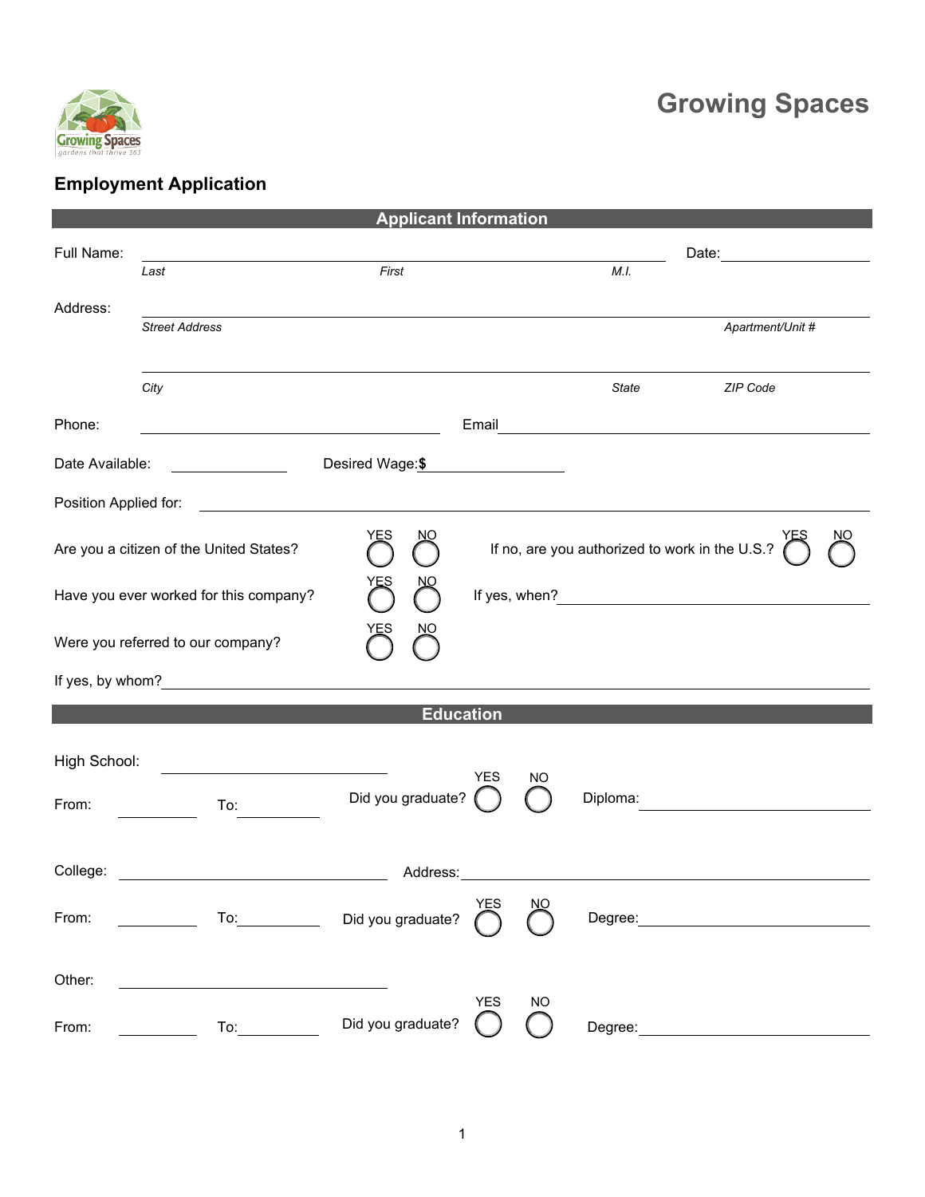# Growing Spaces

## Employment Application

### Applicant Information

Full Name: ______________________________________________ Date: ______________

*Last* *First* *M.I.*

Address: ______________________________________________

*Street Address* *Apartment/Unit #*

______________________________________________

*City* *State* *ZIP Code*

Phone: ______________________ Email ______________________

Date Available: ____________ Desired Wage: **$** ____________

Position Applied for: ______________________________________________

Are you a citizen of the United States? YES ◯ NO ◯ If no, are you authorized to work in the U.S.? YES ◯ NO ◯

Have you ever worked for this company? YES ◯ NO ◯ If yes, when? ______________________

Were you referred to our company? YES ◯ NO ◯

If yes, by whom? ______________________________________________

### Education

High School: ______________________

From: ________ To: ________ Did you graduate? YES ◯ NO ◯ Diploma: ______________________

College: ______________________ Address: ______________________

From: ________ To: ________ Did you graduate? YES ◯ NO ◯ Degree: ______________________

Other: ______________________

From: ________ To: ________ Did you graduate? YES ◯ NO ◯ Degree: ______________________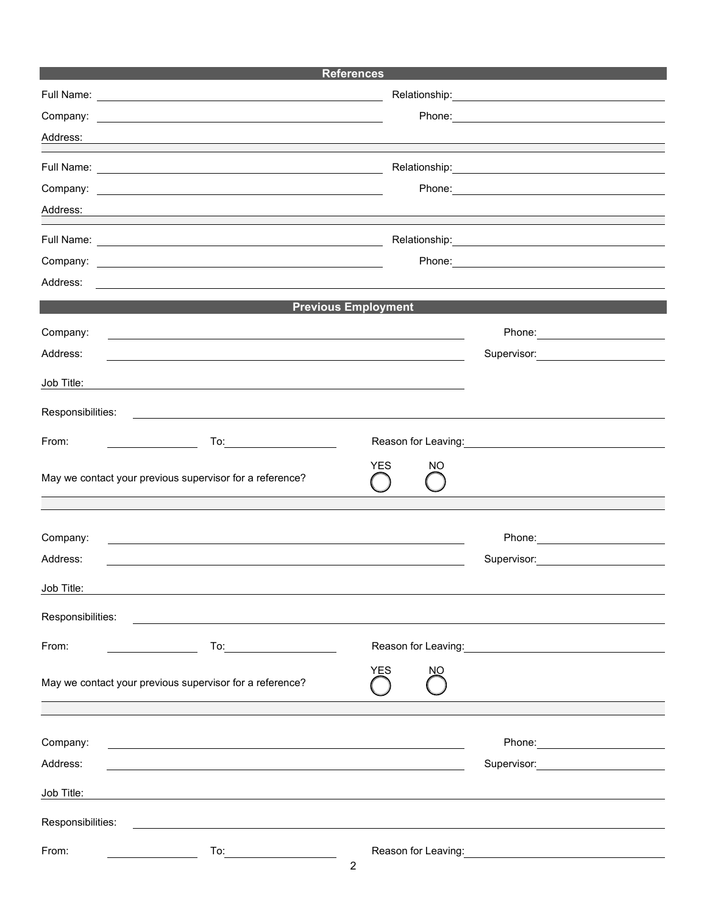## References

Full Name: ______________________ Relationship: ______________________

Company: ______________________ Phone: ______________________

Address: ______________________________________________

Full Name: ______________________ Relationship: ______________________

Company: ______________________ Phone: ______________________

Address: ______________________________________________

Full Name: ______________________ Relationship: ______________________

Company: ______________________ Phone: ______________________

Address: ______________________________________________

## Previous Employment

Company: ______________________ Phone: ______________________

Address: ______________________ Supervisor: ______________________

Job Title: ______________________

Responsibilities: ______________________________________________

From: __________ To: __________ Reason for Leaving: ______________________

May we contact your previous supervisor for a reference? YES ◯ NO ◯

Company: ______________________ Phone: ______________________

Address: ______________________ Supervisor: ______________________

Job Title: ______________________

Responsibilities: ______________________________________________

From: __________ To: __________ Reason for Leaving: ______________________

May we contact your previous supervisor for a reference? YES ◯ NO ◯

Company: ______________________ Phone: ______________________

Address: ______________________ Supervisor: ______________________

Job Title: ______________________

Responsibilities: ______________________________________________

From: __________ To: __________ Reason for Leaving: ______________________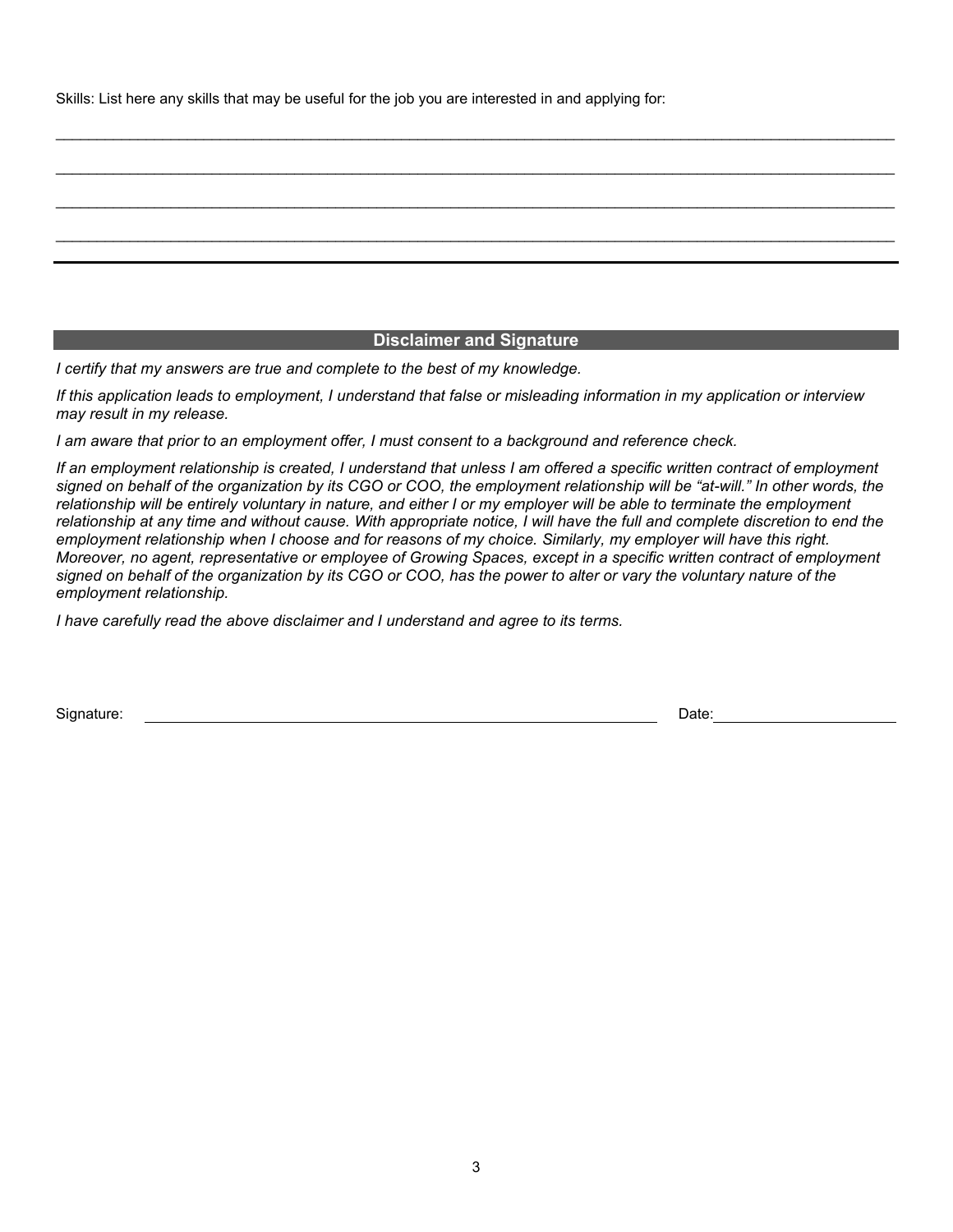Skills: List here any skills that may be useful for the job you are interested in and applying for:

\_\_\_\_\_\_\_\_\_\_\_\_\_\_\_\_\_\_\_\_\_\_\_\_\_\_\_\_\_\_\_\_\_\_\_\_\_\_\_\_\_\_\_\_\_\_\_\_\_\_\_\_\_\_\_\_\_\_\_\_\_\_\_\_\_\_\_\_\_\_\_\_\_\_\_\_

\_\_\_\_\_\_\_\_\_\_\_\_\_\_\_\_\_\_\_\_\_\_\_\_\_\_\_\_\_\_\_\_\_\_\_\_\_\_\_\_\_\_\_\_\_\_\_\_\_\_\_\_\_\_\_\_\_\_\_\_\_\_\_\_\_\_\_\_\_\_\_\_\_\_\_\_

\_\_\_\_\_\_\_\_\_\_\_\_\_\_\_\_\_\_\_\_\_\_\_\_\_\_\_\_\_\_\_\_\_\_\_\_\_\_\_\_\_\_\_\_\_\_\_\_\_\_\_\_\_\_\_\_\_\_\_\_\_\_\_\_\_\_\_\_\_\_\_\_\_\_\_\_

\_\_\_\_\_\_\_\_\_\_\_\_\_\_\_\_\_\_\_\_\_\_\_\_\_\_\_\_\_\_\_\_\_\_\_\_\_\_\_\_\_\_\_\_\_\_\_\_\_\_\_\_\_\_\_\_\_\_\_\_\_\_\_\_\_\_\_\_\_\_\_\_\_\_\_\_

## Disclaimer and Signature

*I certify that my answers are true and complete to the best of my knowledge.*

*If this application leads to employment, I understand that false or misleading information in my application or interview may result in my release.*

*I am aware that prior to an employment offer, I must consent to a background and reference check.*

*If an employment relationship is created, I understand that unless I am offered a specific written contract of employment signed on behalf of the organization by its CGO or COO, the employment relationship will be "at-will." In other words, the relationship will be entirely voluntary in nature, and either I or my employer will be able to terminate the employment relationship at any time and without cause. With appropriate notice, I will have the full and complete discretion to end the employment relationship when I choose and for reasons of my choice. Similarly, my employer will have this right. Moreover, no agent, representative or employee of Growing Spaces, except in a specific written contract of employment signed on behalf of the organization by its CGO or COO, has the power to alter or vary the voluntary nature of the employment relationship.*

*I have carefully read the above disclaimer and I understand and agree to its terms.*

Signature: \_\_\_\_\_\_\_\_\_\_\_\_\_\_\_\_\_\_\_\_\_\_\_\_\_\_\_\_\_\_\_\_\_\_\_\_\_\_\_\_ Date: \_\_\_\_\_\_\_\_\_\_\_\_\_\_\_\_\_\_